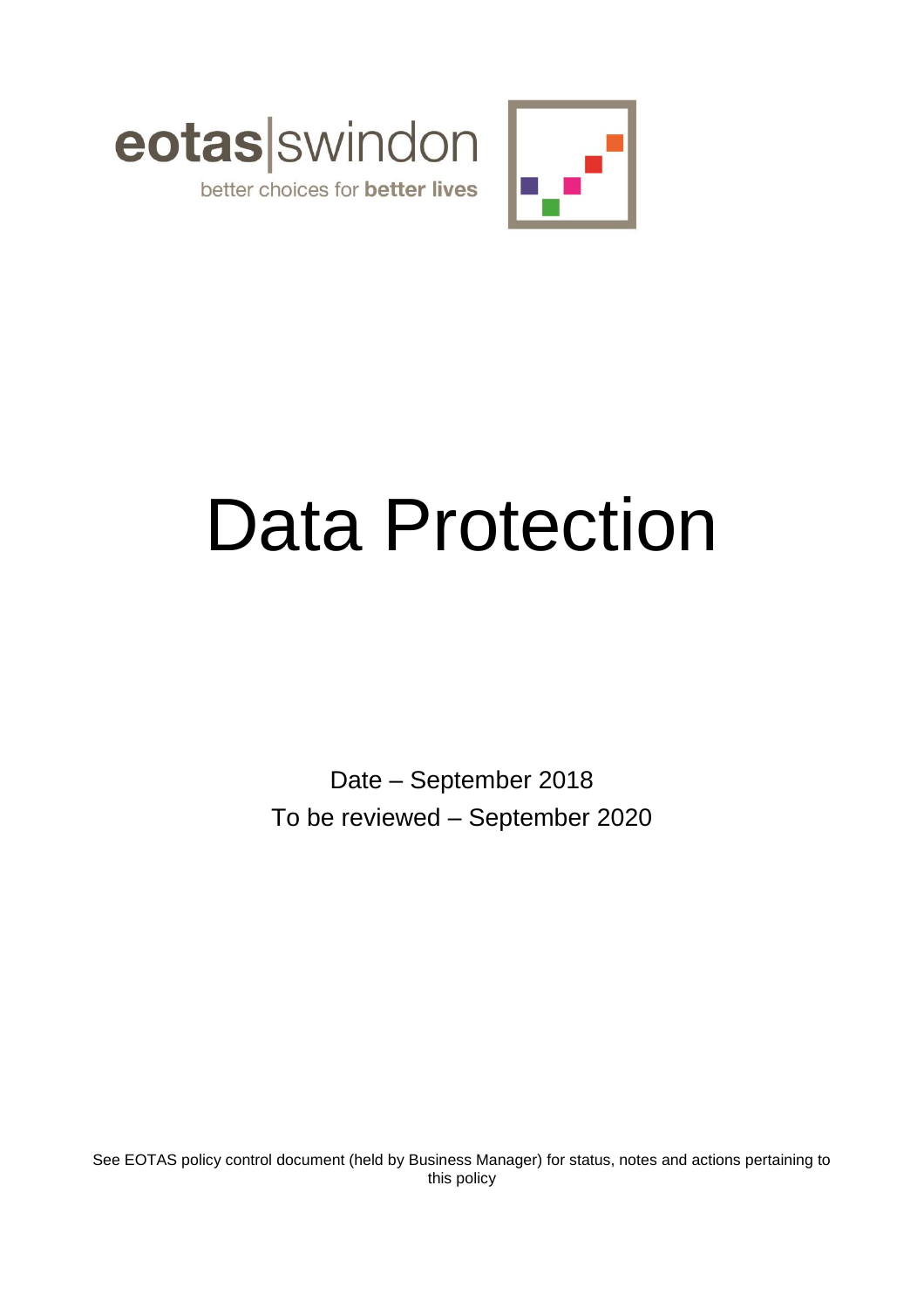eotas|swindon

better choices for **better lives**

# Data Protection

Date – September 2018

To be reviewed – September 2020

See EOTAS policy control document (held by Business Manager) for status, notes and actions pertaining to this policy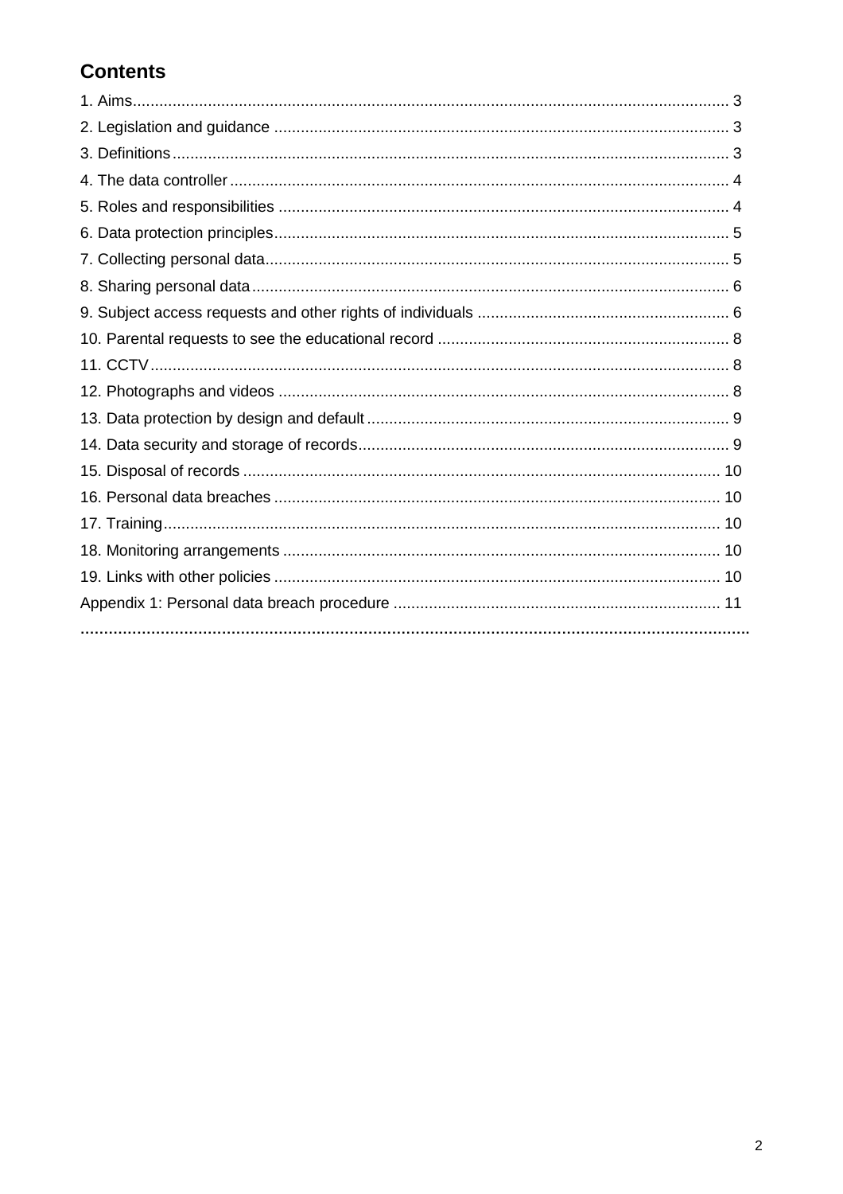## Contents

1. Aims ..... 3
2. Legislation and guidance ..... 3
3. Definitions ..... 3
4. The data controller ..... 4
5. Roles and responsibilities ..... 4
6. Data protection principles ..... 5
7. Collecting personal data ..... 5
8. Sharing personal data ..... 6
9. Subject access requests and other rights of individuals ..... 6
10. Parental requests to see the educational record ..... 8
11. CCTV ..... 8
12. Photographs and videos ..... 8
13. Data protection by design and default ..... 9
14. Data security and storage of records ..... 9
15. Disposal of records ..... 10
16. Personal data breaches ..... 10
17. Training ..... 10
18. Monitoring arrangements ..... 10
19. Links with other policies ..... 10

Appendix 1: Personal data breach procedure ..... 11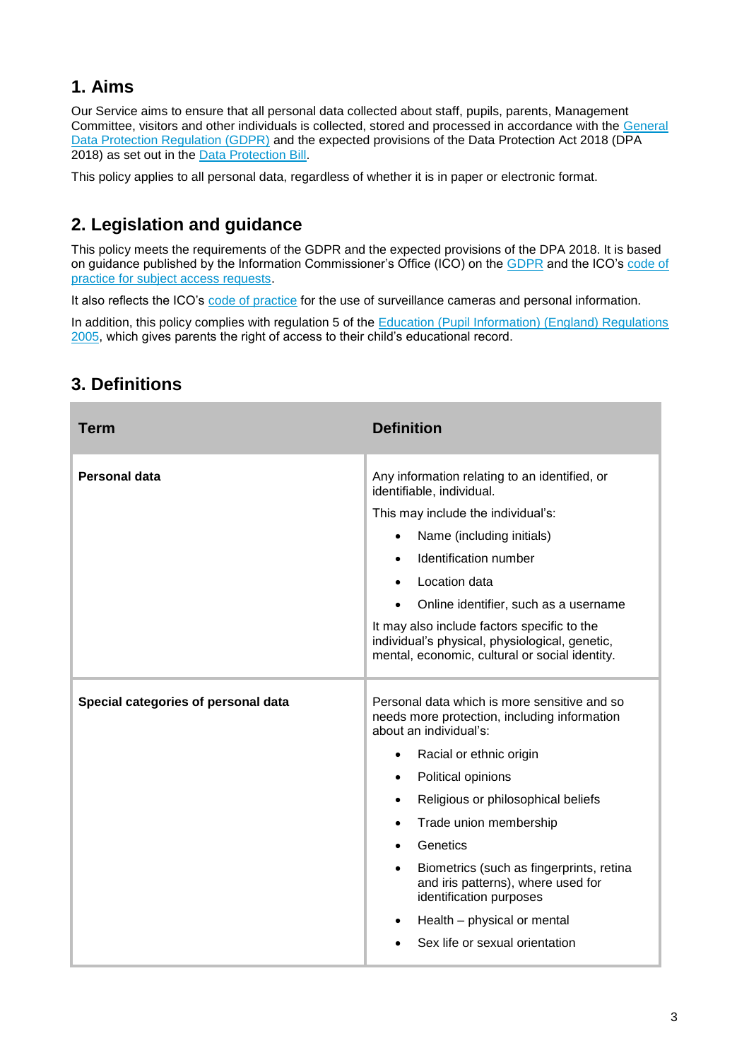## 1. Aims

Our Service aims to ensure that all personal data collected about staff, pupils, parents, Management Committee, visitors and other individuals is collected, stored and processed in accordance with the General Data Protection Regulation (GDPR) and the expected provisions of the Data Protection Act 2018 (DPA 2018) as set out in the Data Protection Bill.

This policy applies to all personal data, regardless of whether it is in paper or electronic format.

## 2. Legislation and guidance

This policy meets the requirements of the GDPR and the expected provisions of the DPA 2018. It is based on guidance published by the Information Commissioner's Office (ICO) on the GDPR and the ICO's code of practice for subject access requests.

It also reflects the ICO's code of practice for the use of surveillance cameras and personal information.

In addition, this policy complies with regulation 5 of the Education (Pupil Information) (England) Regulations 2005, which gives parents the right of access to their child's educational record.

## 3. Definitions

| Term | Definition |
|---|---|
| **Personal data** | Any information relating to an identified, or identifiable, individual.<br><br>This may include the individual's:<br>• Name (including initials)<br>• Identification number<br>• Location data<br>• Online identifier, such as a username<br><br>It may also include factors specific to the individual's physical, physiological, genetic, mental, economic, cultural or social identity. |
| **Special categories of personal data** | Personal data which is more sensitive and so needs more protection, including information about an individual's:<br>• Racial or ethnic origin<br>• Political opinions<br>• Religious or philosophical beliefs<br>• Trade union membership<br>• Genetics<br>• Biometrics (such as fingerprints, retina and iris patterns), where used for identification purposes<br>• Health – physical or mental<br>• Sex life or sexual orientation |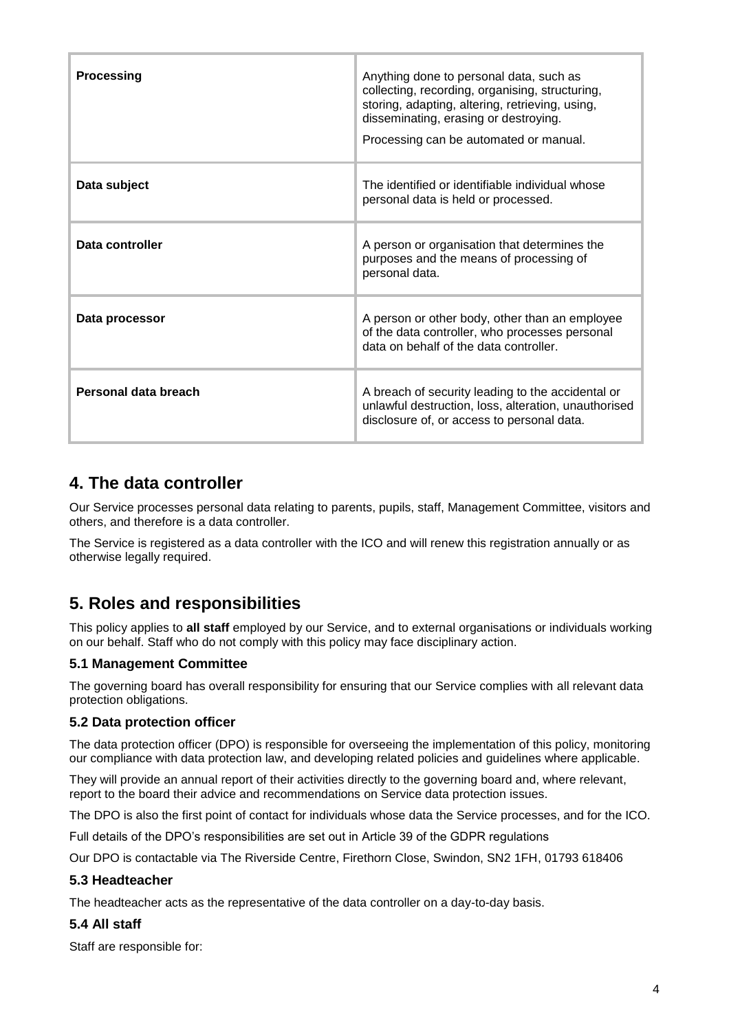| Processing | Anything done to personal data, such as collecting, recording, organising, structuring, storing, adapting, altering, retrieving, using, disseminating, erasing or destroying.<br><br>Processing can be automated or manual. |
| --- | --- |
| **Data subject** | The identified or identifiable individual whose personal data is held or processed. |
| **Data controller** | A person or organisation that determines the purposes and the means of processing of personal data. |
| **Data processor** | A person or other body, other than an employee of the data controller, who processes personal data on behalf of the data controller. |
| **Personal data breach** | A breach of security leading to the accidental or unlawful destruction, loss, alteration, unauthorised disclosure of, or access to personal data. |

## 4. The data controller

Our Service processes personal data relating to parents, pupils, staff, Management Committee, visitors and others, and therefore is a data controller.

The Service is registered as a data controller with the ICO and will renew this registration annually or as otherwise legally required.

## 5. Roles and responsibilities

This policy applies to **all staff** employed by our Service, and to external organisations or individuals working on our behalf. Staff who do not comply with this policy may face disciplinary action.

### 5.1 Management Committee

The governing board has overall responsibility for ensuring that our Service complies with all relevant data protection obligations.

### 5.2 Data protection officer

The data protection officer (DPO) is responsible for overseeing the implementation of this policy, monitoring our compliance with data protection law, and developing related policies and guidelines where applicable.

They will provide an annual report of their activities directly to the governing board and, where relevant, report to the board their advice and recommendations on Service data protection issues.

The DPO is also the first point of contact for individuals whose data the Service processes, and for the ICO.

Full details of the DPO's responsibilities are set out in Article 39 of the GDPR regulations

Our DPO is contactable via The Riverside Centre, Firethorn Close, Swindon, SN2 1FH, 01793 618406

### 5.3 Headteacher

The headteacher acts as the representative of the data controller on a day-to-day basis.

### 5.4 All staff

Staff are responsible for: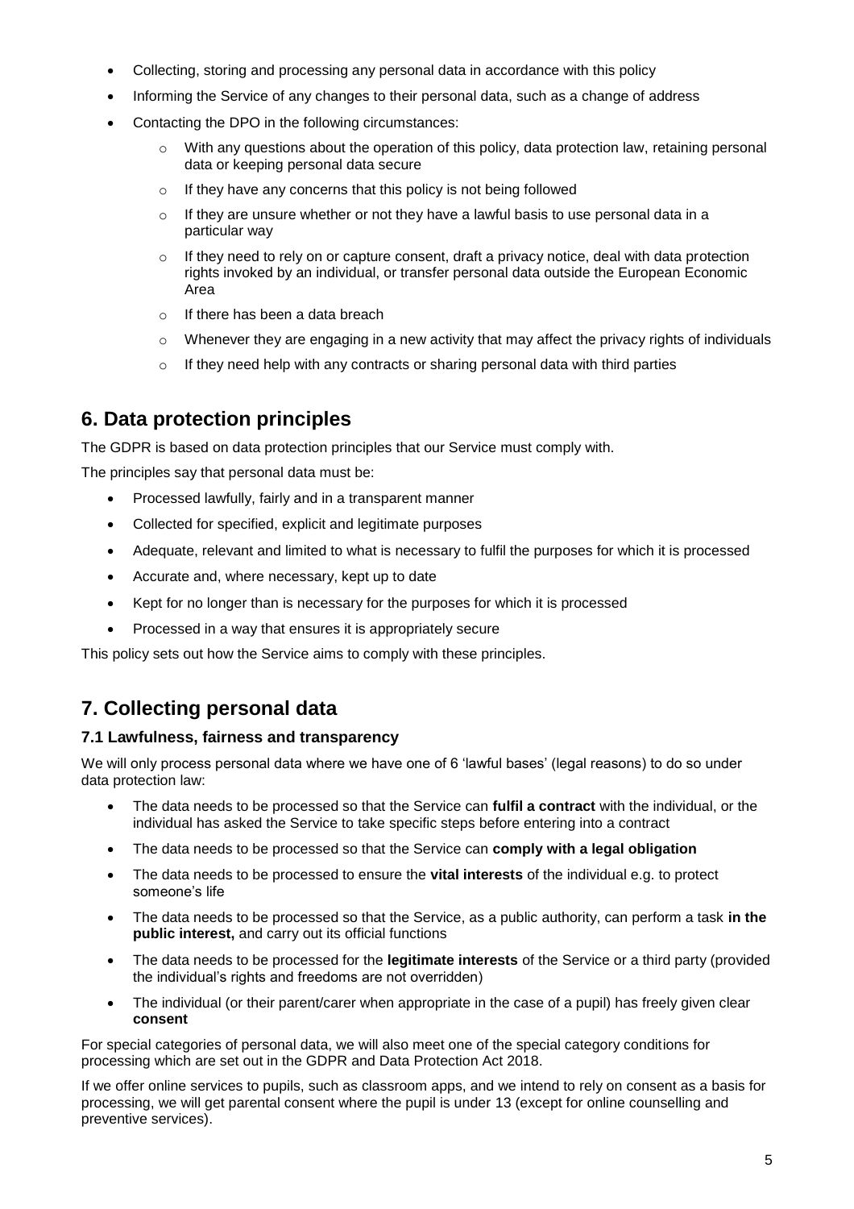- Collecting, storing and processing any personal data in accordance with this policy
- Informing the Service of any changes to their personal data, such as a change of address
- Contacting the DPO in the following circumstances:
  - With any questions about the operation of this policy, data protection law, retaining personal data or keeping personal data secure
  - If they have any concerns that this policy is not being followed
  - If they are unsure whether or not they have a lawful basis to use personal data in a particular way
  - If they need to rely on or capture consent, draft a privacy notice, deal with data protection rights invoked by an individual, or transfer personal data outside the European Economic Area
  - If there has been a data breach
  - Whenever they are engaging in a new activity that may affect the privacy rights of individuals
  - If they need help with any contracts or sharing personal data with third parties

## 6. Data protection principles

The GDPR is based on data protection principles that our Service must comply with.

The principles say that personal data must be:

- Processed lawfully, fairly and in a transparent manner
- Collected for specified, explicit and legitimate purposes
- Adequate, relevant and limited to what is necessary to fulfil the purposes for which it is processed
- Accurate and, where necessary, kept up to date
- Kept for no longer than is necessary for the purposes for which it is processed
- Processed in a way that ensures it is appropriately secure

This policy sets out how the Service aims to comply with these principles.

## 7. Collecting personal data

### 7.1 Lawfulness, fairness and transparency

We will only process personal data where we have one of 6 'lawful bases' (legal reasons) to do so under data protection law:

- The data needs to be processed so that the Service can **fulfil a contract** with the individual, or the individual has asked the Service to take specific steps before entering into a contract
- The data needs to be processed so that the Service can **comply with a legal obligation**
- The data needs to be processed to ensure the **vital interests** of the individual e.g. to protect someone's life
- The data needs to be processed so that the Service, as a public authority, can perform a task **in the public interest,** and carry out its official functions
- The data needs to be processed for the **legitimate interests** of the Service or a third party (provided the individual's rights and freedoms are not overridden)
- The individual (or their parent/carer when appropriate in the case of a pupil) has freely given clear **consent**

For special categories of personal data, we will also meet one of the special category conditions for processing which are set out in the GDPR and Data Protection Act 2018.

If we offer online services to pupils, such as classroom apps, and we intend to rely on consent as a basis for processing, we will get parental consent where the pupil is under 13 (except for online counselling and preventive services).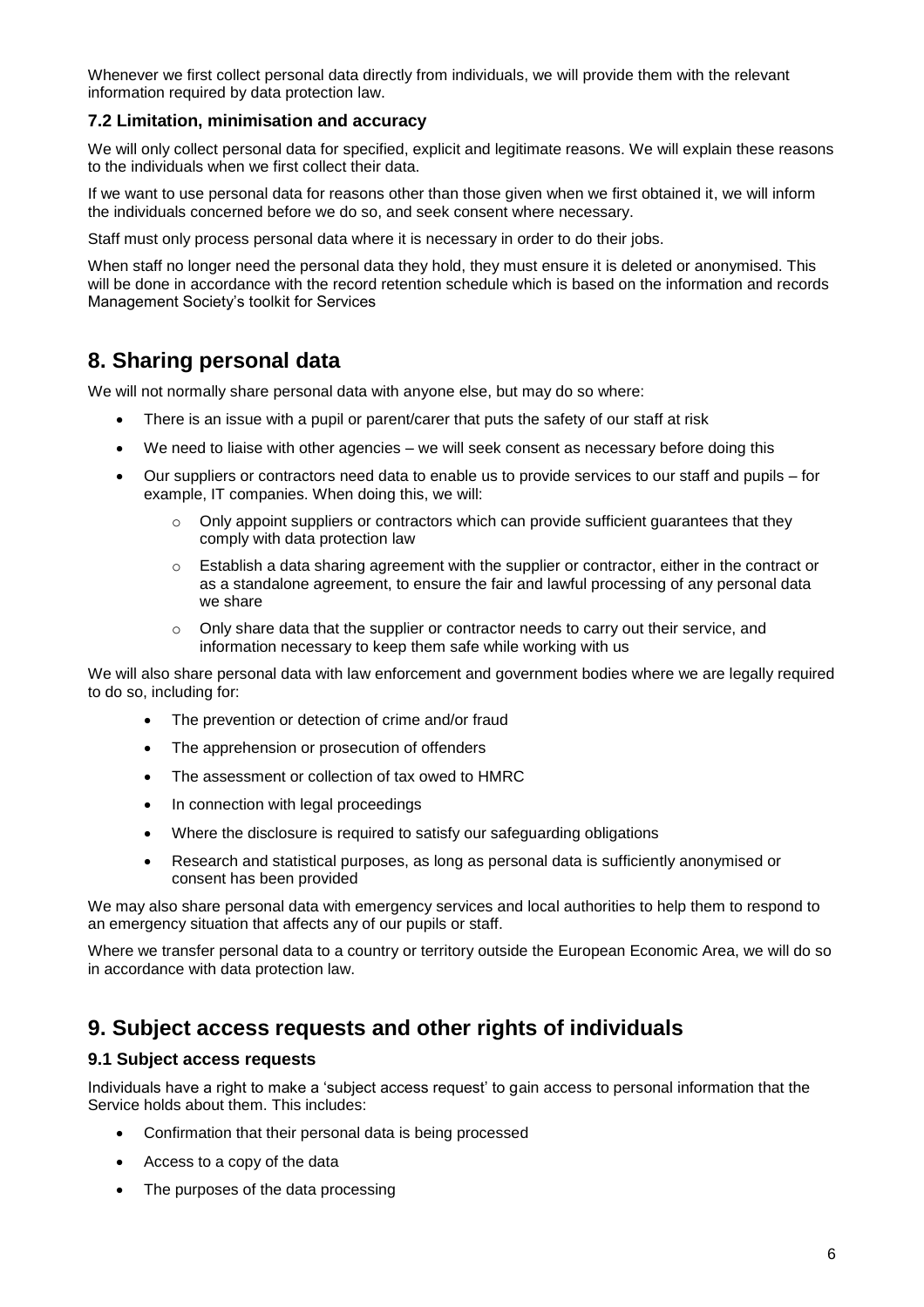Whenever we first collect personal data directly from individuals, we will provide them with the relevant information required by data protection law.

### 7.2 Limitation, minimisation and accuracy

We will only collect personal data for specified, explicit and legitimate reasons. We will explain these reasons to the individuals when we first collect their data.

If we want to use personal data for reasons other than those given when we first obtained it, we will inform the individuals concerned before we do so, and seek consent where necessary.

Staff must only process personal data where it is necessary in order to do their jobs.

When staff no longer need the personal data they hold, they must ensure it is deleted or anonymised. This will be done in accordance with the record retention schedule which is based on the information and records Management Society's toolkit for Services

## 8. Sharing personal data

We will not normally share personal data with anyone else, but may do so where:

- There is an issue with a pupil or parent/carer that puts the safety of our staff at risk
- We need to liaise with other agencies – we will seek consent as necessary before doing this
- Our suppliers or contractors need data to enable us to provide services to our staff and pupils – for example, IT companies. When doing this, we will:
    - Only appoint suppliers or contractors which can provide sufficient guarantees that they comply with data protection law
    - Establish a data sharing agreement with the supplier or contractor, either in the contract or as a standalone agreement, to ensure the fair and lawful processing of any personal data we share
    - Only share data that the supplier or contractor needs to carry out their service, and information necessary to keep them safe while working with us

We will also share personal data with law enforcement and government bodies where we are legally required to do so, including for:

- The prevention or detection of crime and/or fraud
- The apprehension or prosecution of offenders
- The assessment or collection of tax owed to HMRC
- In connection with legal proceedings
- Where the disclosure is required to satisfy our safeguarding obligations
- Research and statistical purposes, as long as personal data is sufficiently anonymised or consent has been provided

We may also share personal data with emergency services and local authorities to help them to respond to an emergency situation that affects any of our pupils or staff.

Where we transfer personal data to a country or territory outside the European Economic Area, we will do so in accordance with data protection law.

## 9. Subject access requests and other rights of individuals

### 9.1 Subject access requests

Individuals have a right to make a 'subject access request' to gain access to personal information that the Service holds about them. This includes:

- Confirmation that their personal data is being processed
- Access to a copy of the data
- The purposes of the data processing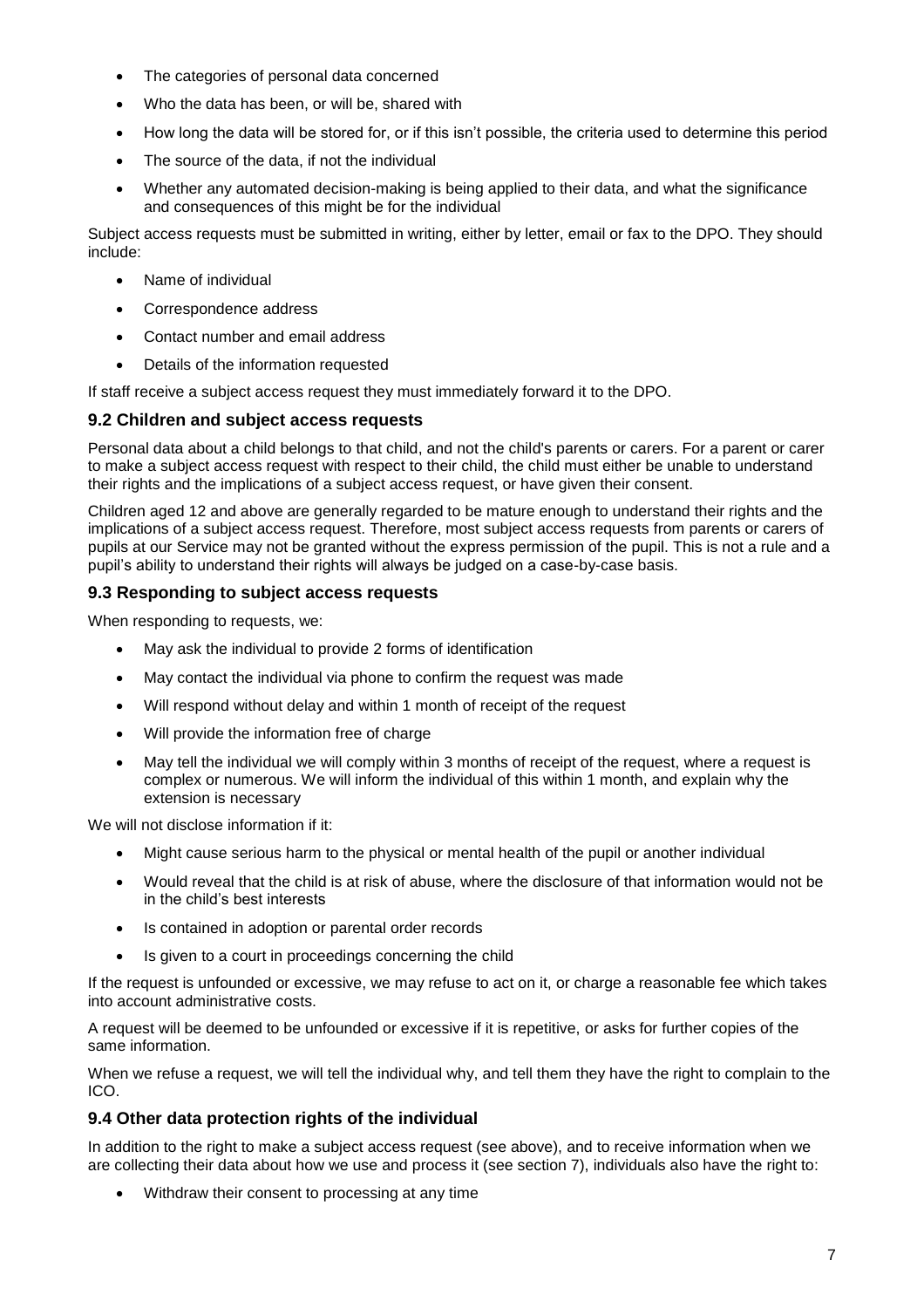- The categories of personal data concerned
- Who the data has been, or will be, shared with
- How long the data will be stored for, or if this isn't possible, the criteria used to determine this period
- The source of the data, if not the individual
- Whether any automated decision-making is being applied to their data, and what the significance and consequences of this might be for the individual

Subject access requests must be submitted in writing, either by letter, email or fax to the DPO. They should include:

- Name of individual
- Correspondence address
- Contact number and email address
- Details of the information requested

If staff receive a subject access request they must immediately forward it to the DPO.

### 9.2 Children and subject access requests

Personal data about a child belongs to that child, and not the child's parents or carers. For a parent or carer to make a subject access request with respect to their child, the child must either be unable to understand their rights and the implications of a subject access request, or have given their consent.

Children aged 12 and above are generally regarded to be mature enough to understand their rights and the implications of a subject access request. Therefore, most subject access requests from parents or carers of pupils at our Service may not be granted without the express permission of the pupil. This is not a rule and a pupil's ability to understand their rights will always be judged on a case-by-case basis.

### 9.3 Responding to subject access requests

When responding to requests, we:

- May ask the individual to provide 2 forms of identification
- May contact the individual via phone to confirm the request was made
- Will respond without delay and within 1 month of receipt of the request
- Will provide the information free of charge
- May tell the individual we will comply within 3 months of receipt of the request, where a request is complex or numerous. We will inform the individual of this within 1 month, and explain why the extension is necessary

We will not disclose information if it:

- Might cause serious harm to the physical or mental health of the pupil or another individual
- Would reveal that the child is at risk of abuse, where the disclosure of that information would not be in the child's best interests
- Is contained in adoption or parental order records
- Is given to a court in proceedings concerning the child

If the request is unfounded or excessive, we may refuse to act on it, or charge a reasonable fee which takes into account administrative costs.

A request will be deemed to be unfounded or excessive if it is repetitive, or asks for further copies of the same information.

When we refuse a request, we will tell the individual why, and tell them they have the right to complain to the ICO.

### 9.4 Other data protection rights of the individual

In addition to the right to make a subject access request (see above), and to receive information when we are collecting their data about how we use and process it (see section 7), individuals also have the right to:

- Withdraw their consent to processing at any time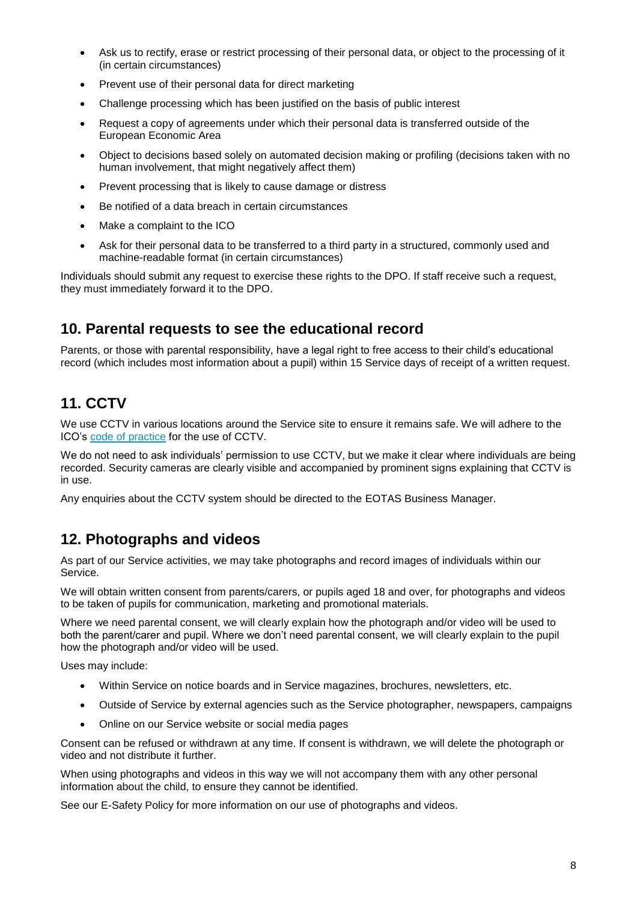- Ask us to rectify, erase or restrict processing of their personal data, or object to the processing of it (in certain circumstances)
- Prevent use of their personal data for direct marketing
- Challenge processing which has been justified on the basis of public interest
- Request a copy of agreements under which their personal data is transferred outside of the European Economic Area
- Object to decisions based solely on automated decision making or profiling (decisions taken with no human involvement, that might negatively affect them)
- Prevent processing that is likely to cause damage or distress
- Be notified of a data breach in certain circumstances
- Make a complaint to the ICO
- Ask for their personal data to be transferred to a third party in a structured, commonly used and machine-readable format (in certain circumstances)

Individuals should submit any request to exercise these rights to the DPO. If staff receive such a request, they must immediately forward it to the DPO.

## 10. Parental requests to see the educational record

Parents, or those with parental responsibility, have a legal right to free access to their child's educational record (which includes most information about a pupil) within 15 Service days of receipt of a written request.

## 11. CCTV

We use CCTV in various locations around the Service site to ensure it remains safe. We will adhere to the ICO's code of practice for the use of CCTV.

We do not need to ask individuals' permission to use CCTV, but we make it clear where individuals are being recorded. Security cameras are clearly visible and accompanied by prominent signs explaining that CCTV is in use.

Any enquiries about the CCTV system should be directed to the EOTAS Business Manager.

## 12. Photographs and videos

As part of our Service activities, we may take photographs and record images of individuals within our Service.

We will obtain written consent from parents/carers, or pupils aged 18 and over, for photographs and videos to be taken of pupils for communication, marketing and promotional materials.

Where we need parental consent, we will clearly explain how the photograph and/or video will be used to both the parent/carer and pupil. Where we don't need parental consent, we will clearly explain to the pupil how the photograph and/or video will be used.

Uses may include:

- Within Service on notice boards and in Service magazines, brochures, newsletters, etc.
- Outside of Service by external agencies such as the Service photographer, newspapers, campaigns
- Online on our Service website or social media pages

Consent can be refused or withdrawn at any time. If consent is withdrawn, we will delete the photograph or video and not distribute it further.

When using photographs and videos in this way we will not accompany them with any other personal information about the child, to ensure they cannot be identified.

See our E-Safety Policy for more information on our use of photographs and videos.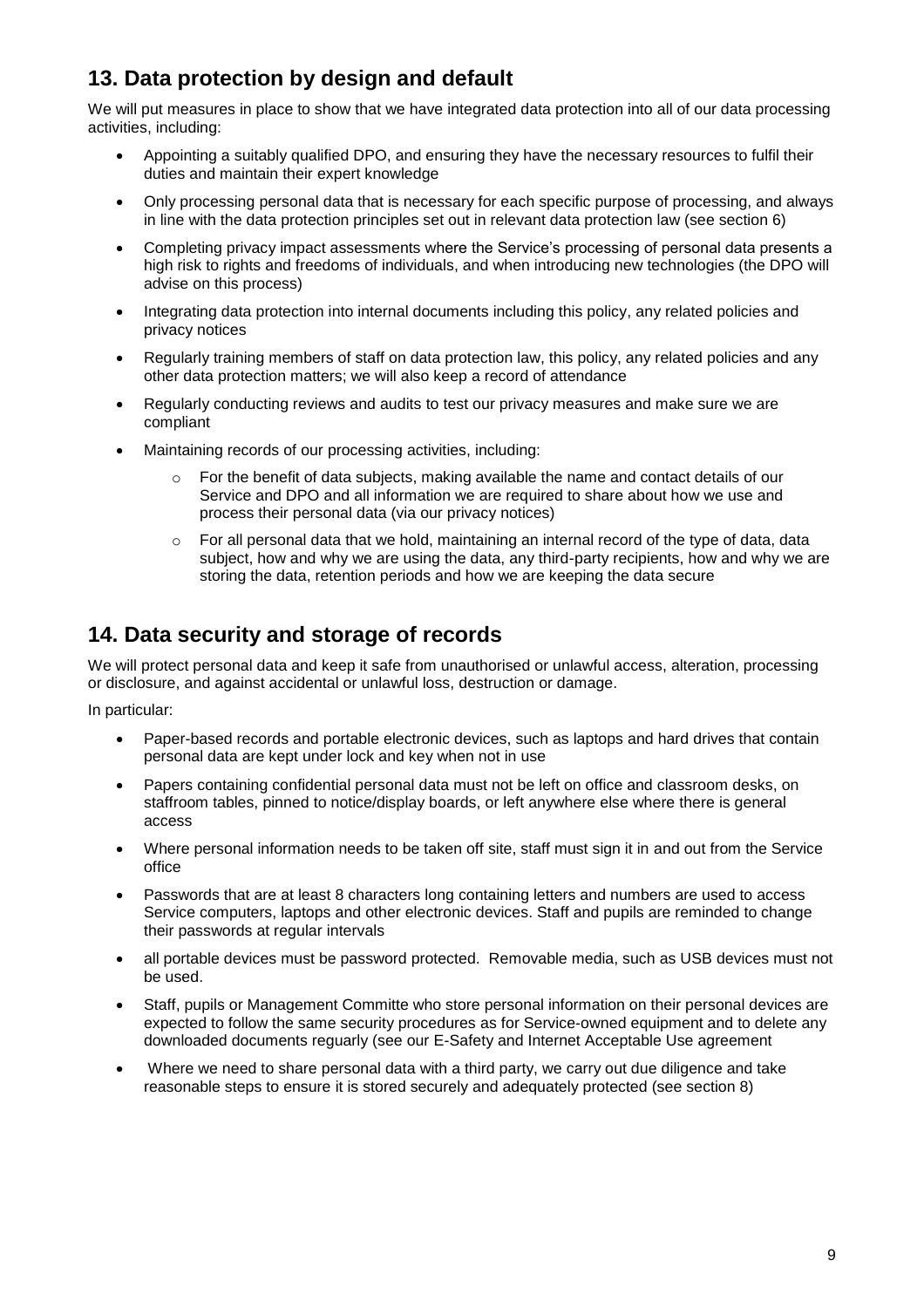## 13. Data protection by design and default

We will put measures in place to show that we have integrated data protection into all of our data processing activities, including:

- Appointing a suitably qualified DPO, and ensuring they have the necessary resources to fulfil their duties and maintain their expert knowledge
- Only processing personal data that is necessary for each specific purpose of processing, and always in line with the data protection principles set out in relevant data protection law (see section 6)
- Completing privacy impact assessments where the Service's processing of personal data presents a high risk to rights and freedoms of individuals, and when introducing new technologies (the DPO will advise on this process)
- Integrating data protection into internal documents including this policy, any related policies and privacy notices
- Regularly training members of staff on data protection law, this policy, any related policies and any other data protection matters; we will also keep a record of attendance
- Regularly conducting reviews and audits to test our privacy measures and make sure we are compliant
- Maintaining records of our processing activities, including:
  - For the benefit of data subjects, making available the name and contact details of our Service and DPO and all information we are required to share about how we use and process their personal data (via our privacy notices)
  - For all personal data that we hold, maintaining an internal record of the type of data, data subject, how and why we are using the data, any third-party recipients, how and why we are storing the data, retention periods and how we are keeping the data secure

## 14. Data security and storage of records

We will protect personal data and keep it safe from unauthorised or unlawful access, alteration, processing or disclosure, and against accidental or unlawful loss, destruction or damage.

In particular:

- Paper-based records and portable electronic devices, such as laptops and hard drives that contain personal data are kept under lock and key when not in use
- Papers containing confidential personal data must not be left on office and classroom desks, on staffroom tables, pinned to notice/display boards, or left anywhere else where there is general access
- Where personal information needs to be taken off site, staff must sign it in and out from the Service office
- Passwords that are at least 8 characters long containing letters and numbers are used to access Service computers, laptops and other electronic devices. Staff and pupils are reminded to change their passwords at regular intervals
- all portable devices must be password protected. Removable media, such as USB devices must not be used.
- Staff, pupils or Management Committe who store personal information on their personal devices are expected to follow the same security procedures as for Service-owned equipment and to delete any downloaded documents reguarly (see our E-Safety and Internet Acceptable Use agreement
- Where we need to share personal data with a third party, we carry out due diligence and take reasonable steps to ensure it is stored securely and adequately protected (see section 8)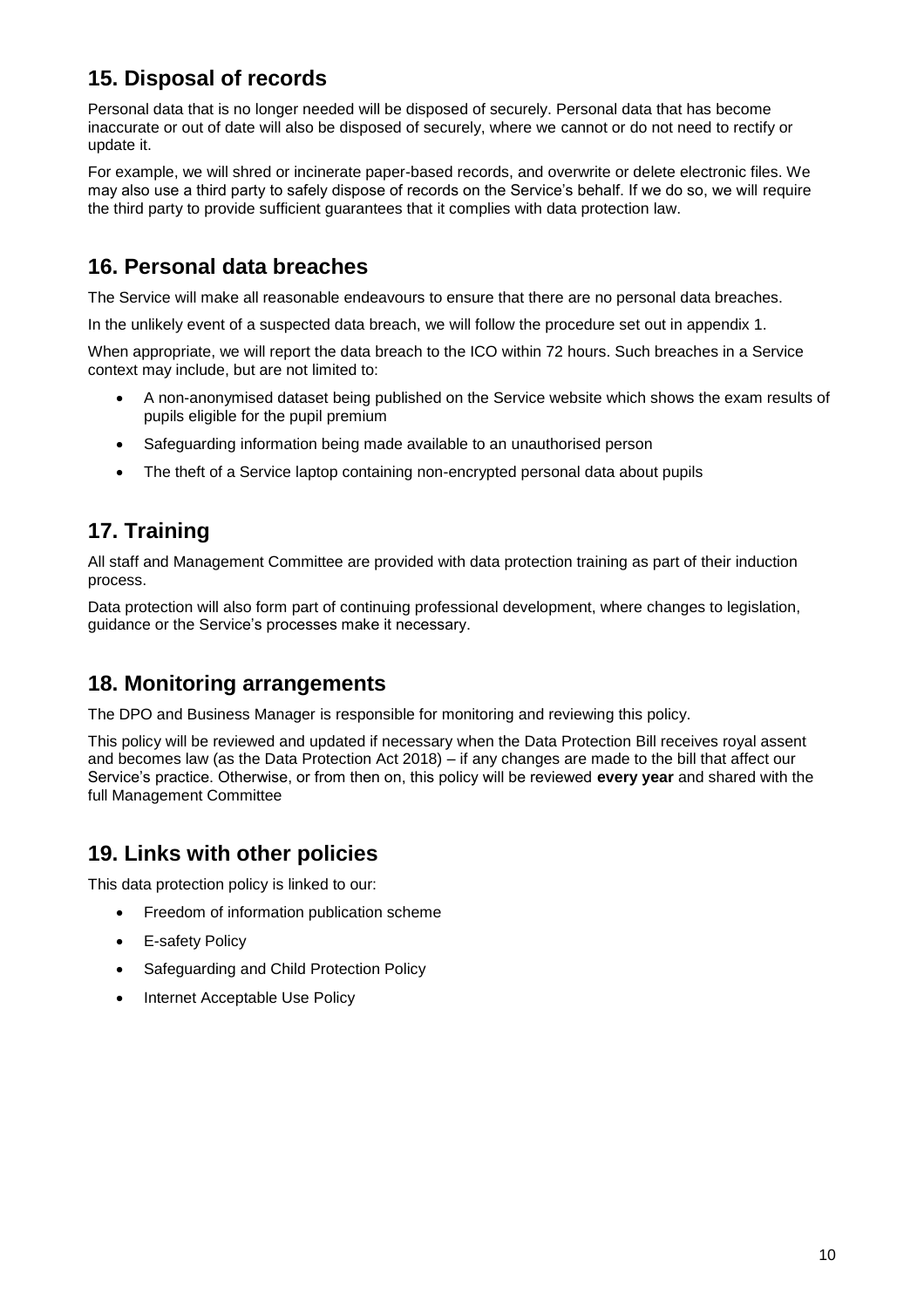## 15. Disposal of records

Personal data that is no longer needed will be disposed of securely. Personal data that has become inaccurate or out of date will also be disposed of securely, where we cannot or do not need to rectify or update it.

For example, we will shred or incinerate paper-based records, and overwrite or delete electronic files. We may also use a third party to safely dispose of records on the Service's behalf. If we do so, we will require the third party to provide sufficient guarantees that it complies with data protection law.

## 16. Personal data breaches

The Service will make all reasonable endeavours to ensure that there are no personal data breaches.

In the unlikely event of a suspected data breach, we will follow the procedure set out in appendix 1.

When appropriate, we will report the data breach to the ICO within 72 hours. Such breaches in a Service context may include, but are not limited to:

- A non-anonymised dataset being published on the Service website which shows the exam results of pupils eligible for the pupil premium
- Safeguarding information being made available to an unauthorised person
- The theft of a Service laptop containing non-encrypted personal data about pupils

## 17. Training

All staff and Management Committee are provided with data protection training as part of their induction process.

Data protection will also form part of continuing professional development, where changes to legislation, guidance or the Service's processes make it necessary.

## 18. Monitoring arrangements

The DPO and Business Manager is responsible for monitoring and reviewing this policy.

This policy will be reviewed and updated if necessary when the Data Protection Bill receives royal assent and becomes law (as the Data Protection Act 2018) – if any changes are made to the bill that affect our Service's practice. Otherwise, or from then on, this policy will be reviewed **every year** and shared with the full Management Committee

## 19. Links with other policies

This data protection policy is linked to our:

- Freedom of information publication scheme
- E-safety Policy
- Safeguarding and Child Protection Policy
- Internet Acceptable Use Policy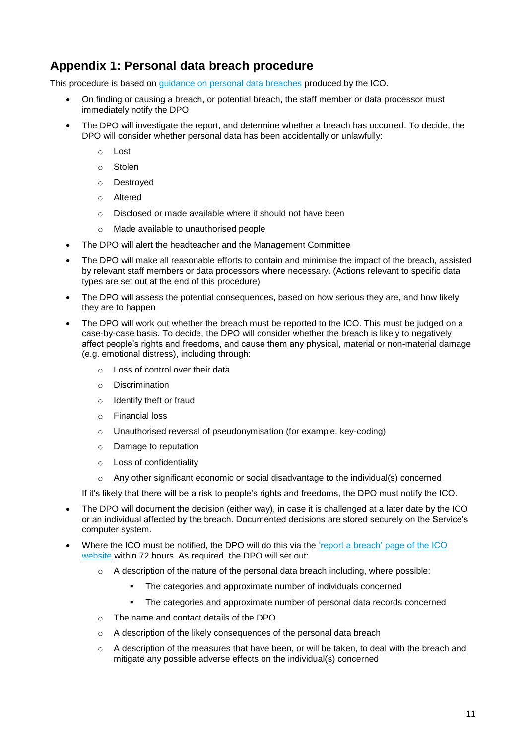## Appendix 1: Personal data breach procedure

This procedure is based on [guidance on personal data breaches] produced by the ICO.

- On finding or causing a breach, or potential breach, the staff member or data processor must immediately notify the DPO
- The DPO will investigate the report, and determine whether a breach has occurred. To decide, the DPO will consider whether personal data has been accidentally or unlawfully:
  - Lost
  - Stolen
  - Destroyed
  - Altered
  - Disclosed or made available where it should not have been
  - Made available to unauthorised people
- The DPO will alert the headteacher and the Management Committee
- The DPO will make all reasonable efforts to contain and minimise the impact of the breach, assisted by relevant staff members or data processors where necessary. (Actions relevant to specific data types are set out at the end of this procedure)
- The DPO will assess the potential consequences, based on how serious they are, and how likely they are to happen
- The DPO will work out whether the breach must be reported to the ICO. This must be judged on a case-by-case basis. To decide, the DPO will consider whether the breach is likely to negatively affect people's rights and freedoms, and cause them any physical, material or non-material damage (e.g. emotional distress), including through:
  - Loss of control over their data
  - Discrimination
  - Identify theft or fraud
  - Financial loss
  - Unauthorised reversal of pseudonymisation (for example, key-coding)
  - Damage to reputation
  - Loss of confidentiality
  - Any other significant economic or social disadvantage to the individual(s) concerned

  If it's likely that there will be a risk to people's rights and freedoms, the DPO must notify the ICO.
- The DPO will document the decision (either way), in case it is challenged at a later date by the ICO or an individual affected by the breach. Documented decisions are stored securely on the Service's computer system.
- Where the ICO must be notified, the DPO will do this via the ['report a breach' page of the ICO website] within 72 hours. As required, the DPO will set out:
  - A description of the nature of the personal data breach including, where possible:
    - The categories and approximate number of individuals concerned
    - The categories and approximate number of personal data records concerned
  - The name and contact details of the DPO
  - A description of the likely consequences of the personal data breach
  - A description of the measures that have been, or will be taken, to deal with the breach and mitigate any possible adverse effects on the individual(s) concerned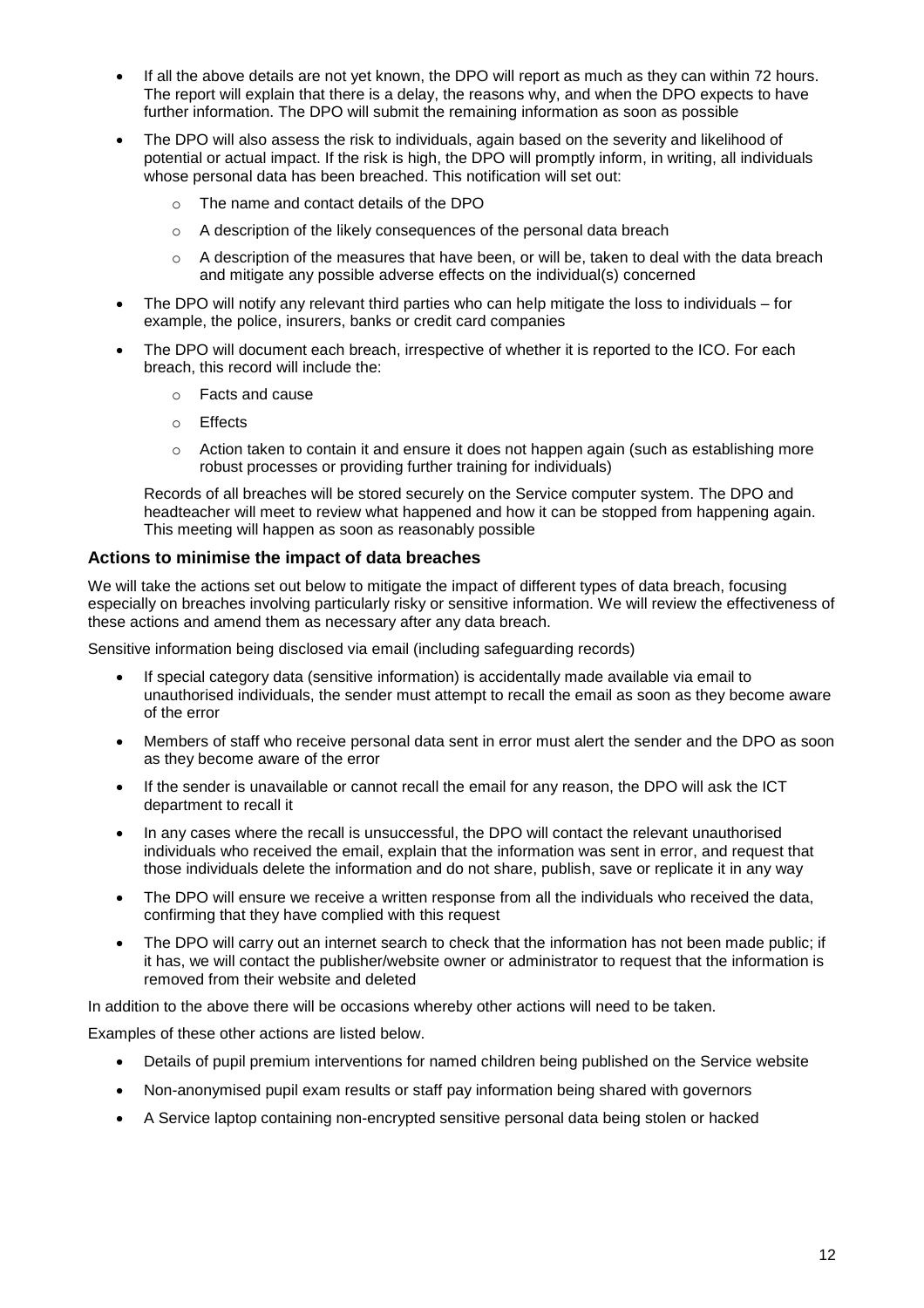- If all the above details are not yet known, the DPO will report as much as they can within 72 hours. The report will explain that there is a delay, the reasons why, and when the DPO expects to have further information. The DPO will submit the remaining information as soon as possible
- The DPO will also assess the risk to individuals, again based on the severity and likelihood of potential or actual impact. If the risk is high, the DPO will promptly inform, in writing, all individuals whose personal data has been breached. This notification will set out:
  - The name and contact details of the DPO
  - A description of the likely consequences of the personal data breach
  - A description of the measures that have been, or will be, taken to deal with the data breach and mitigate any possible adverse effects on the individual(s) concerned
- The DPO will notify any relevant third parties who can help mitigate the loss to individuals – for example, the police, insurers, banks or credit card companies
- The DPO will document each breach, irrespective of whether it is reported to the ICO. For each breach, this record will include the:
  - Facts and cause
  - Effects
  - Action taken to contain it and ensure it does not happen again (such as establishing more robust processes or providing further training for individuals)

  Records of all breaches will be stored securely on the Service computer system. The DPO and headteacher will meet to review what happened and how it can be stopped from happening again. This meeting will happen as soon as reasonably possible

### Actions to minimise the impact of data breaches

We will take the actions set out below to mitigate the impact of different types of data breach, focusing especially on breaches involving particularly risky or sensitive information. We will review the effectiveness of these actions and amend them as necessary after any data breach.

Sensitive information being disclosed via email (including safeguarding records)

- If special category data (sensitive information) is accidentally made available via email to unauthorised individuals, the sender must attempt to recall the email as soon as they become aware of the error
- Members of staff who receive personal data sent in error must alert the sender and the DPO as soon as they become aware of the error
- If the sender is unavailable or cannot recall the email for any reason, the DPO will ask the ICT department to recall it
- In any cases where the recall is unsuccessful, the DPO will contact the relevant unauthorised individuals who received the email, explain that the information was sent in error, and request that those individuals delete the information and do not share, publish, save or replicate it in any way
- The DPO will ensure we receive a written response from all the individuals who received the data, confirming that they have complied with this request
- The DPO will carry out an internet search to check that the information has not been made public; if it has, we will contact the publisher/website owner or administrator to request that the information is removed from their website and deleted

In addition to the above there will be occasions whereby other actions will need to be taken.

Examples of these other actions are listed below.

- Details of pupil premium interventions for named children being published on the Service website
- Non-anonymised pupil exam results or staff pay information being shared with governors
- A Service laptop containing non-encrypted sensitive personal data being stolen or hacked